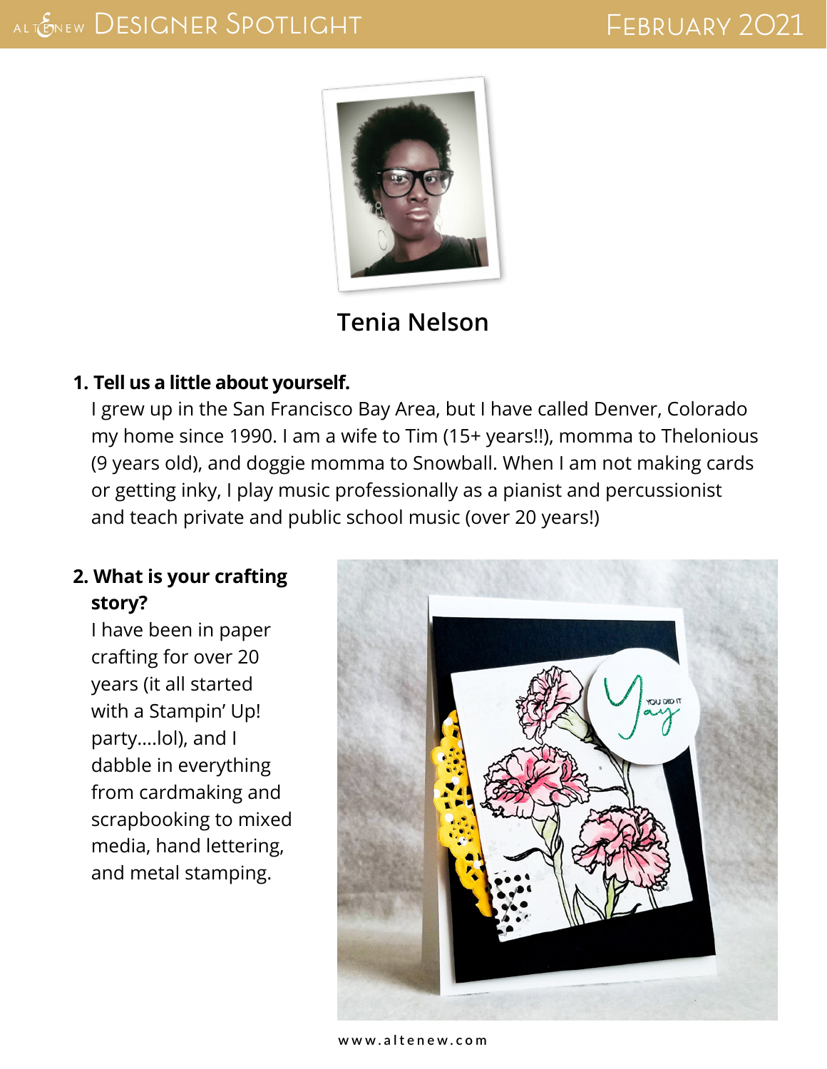# Tenia Nelson

**1. Tell us a little about yourself.**

I grew up in the San Francisco Bay Area, but I have called Denver, Colorado my home since 1990. I am a wife to Tim (15+ years!!), momma to Thelonious (9 years old), and doggie momma to Snowball. When I am not making cards or getting inky, I play music professionally as a pianist and percussionist and teach private and public school music (over 20 years!)

**2. What is your crafting story?**

I have been in paper crafting for over 20 years (it all started with a Stampin' Up! party....lol), and I dabble in everything from cardmaking and scrapbooking to mixed media, hand lettering, and metal stamping.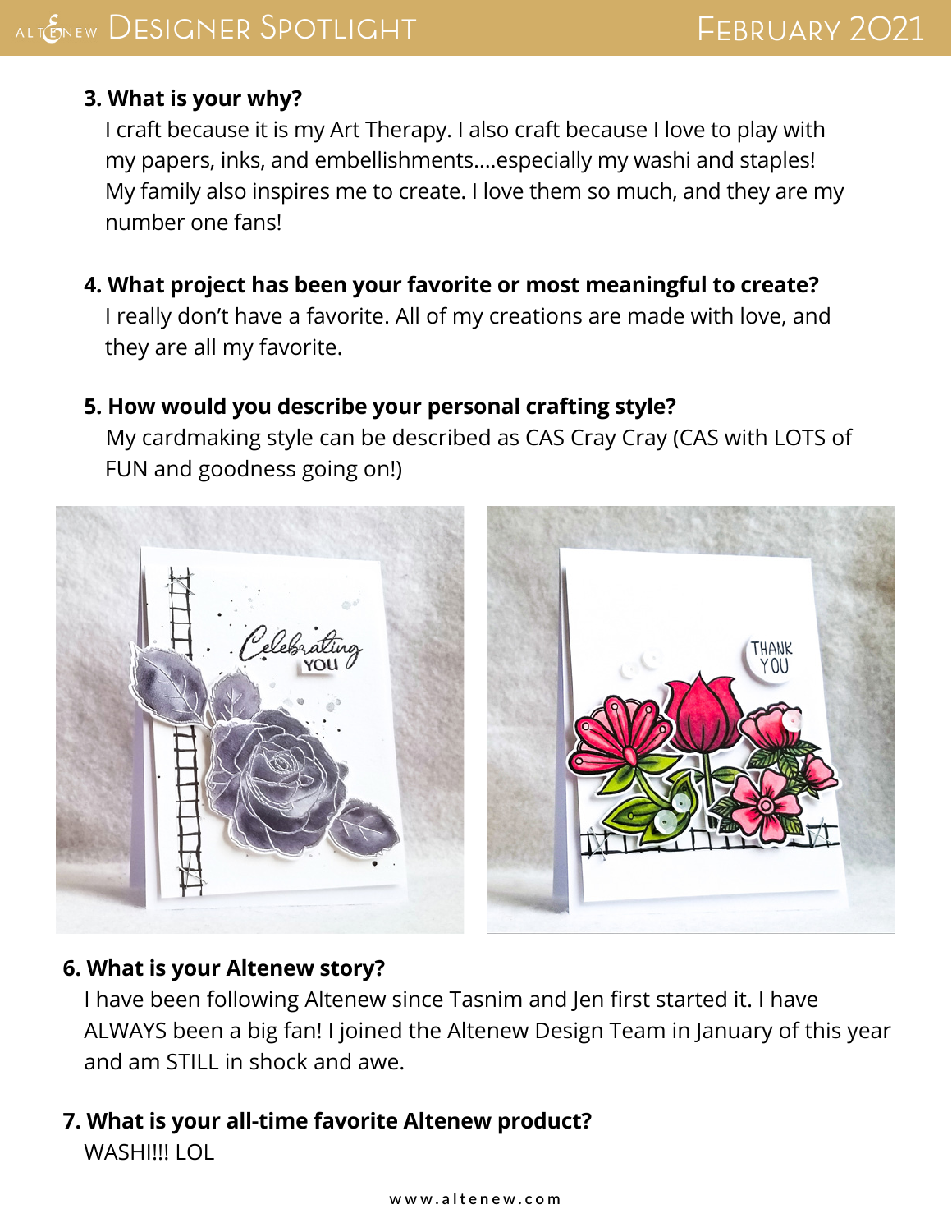**3. What is your why?**

I craft because it is my Art Therapy. I also craft because I love to play with my papers, inks, and embellishments....especially my washi and staples! My family also inspires me to create. I love them so much, and they are my number one fans!

**4. What project has been your favorite or most meaningful to create?**

I really don't have a favorite. All of my creations are made with love, and they are all my favorite.

**5. How would you describe your personal crafting style?**

My cardmaking style can be described as CAS Cray Cray (CAS with LOTS of FUN and goodness going on!)

**6. What is your Altenew story?**

I have been following Altenew since Tasnim and Jen first started it. I have ALWAYS been a big fan! I joined the Altenew Design Team in January of this year and am STILL in shock and awe.

**7. What is your all-time favorite Altenew product?**

WASHI!!! LOL